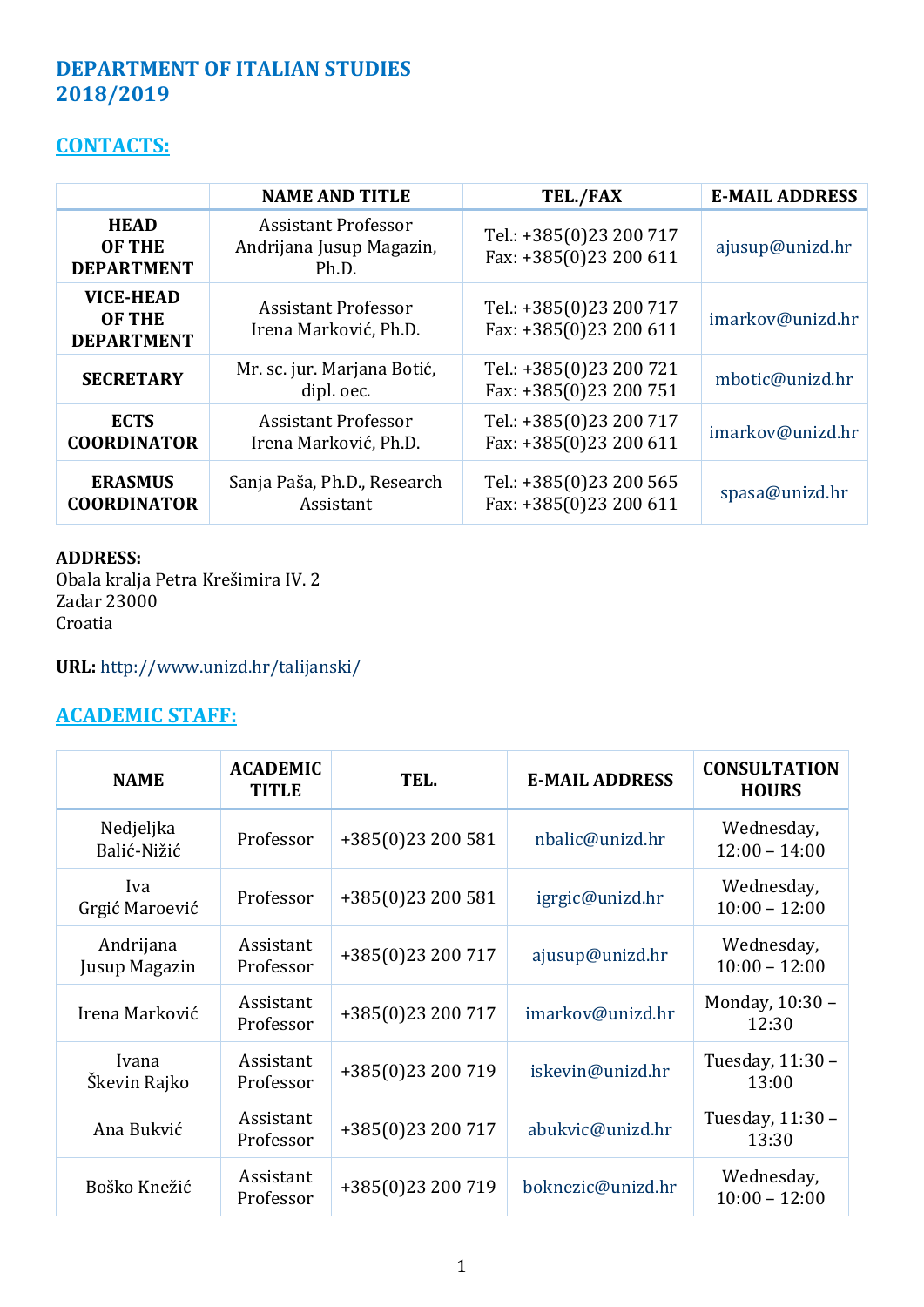# DEPARTMENT OF ITALIAN STUDIES 2018/2019

## CONTACTS:

| | NAME AND TITLE | TEL./FAX | E-MAIL ADDRESS |
|---|---|---|---|
| **HEAD OF THE DEPARTMENT** | Assistant Professor Andrijana Jusup Magazin, Ph.D. | Tel.: +385(0)23 200 717 Fax: +385(0)23 200 611 | ajusup@unizd.hr |
| **VICE-HEAD OF THE DEPARTMENT** | Assistant Professor Irena Marković, Ph.D. | Tel.: +385(0)23 200 717 Fax: +385(0)23 200 611 | imarkov@unizd.hr |
| **SECRETARY** | Mr. sc. jur. Marjana Botić, dipl. oec. | Tel.: +385(0)23 200 721 Fax: +385(0)23 200 751 | mbotic@unizd.hr |
| **ECTS COORDINATOR** | Assistant Professor Irena Marković, Ph.D. | Tel.: +385(0)23 200 717 Fax: +385(0)23 200 611 | imarkov@unizd.hr |
| **ERASMUS COORDINATOR** | Sanja Paša, Ph.D., Research Assistant | Tel.: +385(0)23 200 565 Fax: +385(0)23 200 611 | spasa@unizd.hr |

**ADDRESS:**
Obala kralja Petra Krešimira IV. 2
Zadar 23000
Croatia

**URL:** http://www.unizd.hr/talijanski/

## ACADEMIC STAFF:

| NAME | ACADEMIC TITLE | TEL. | E-MAIL ADDRESS | CONSULTATION HOURS |
|---|---|---|---|---|
| Nedjeljka Balić-Nižić | Professor | +385(0)23 200 581 | nbalic@unizd.hr | Wednesday, 12:00 – 14:00 |
| Iva Grgić Maroević | Professor | +385(0)23 200 581 | igrgic@unizd.hr | Wednesday, 10:00 – 12:00 |
| Andrijana Jusup Magazin | Assistant Professor | +385(0)23 200 717 | ajusup@unizd.hr | Wednesday, 10:00 – 12:00 |
| Irena Marković | Assistant Professor | +385(0)23 200 717 | imarkov@unizd.hr | Monday, 10:30 – 12:30 |
| Ivana Škevin Rajko | Assistant Professor | +385(0)23 200 719 | iskevin@unizd.hr | Tuesday, 11:30 – 13:00 |
| Ana Bukvić | Assistant Professor | +385(0)23 200 717 | abukvic@unizd.hr | Tuesday, 11:30 – 13:30 |
| Boško Knežić | Assistant Professor | +385(0)23 200 719 | boknezic@unizd.hr | Wednesday, 10:00 – 12:00 |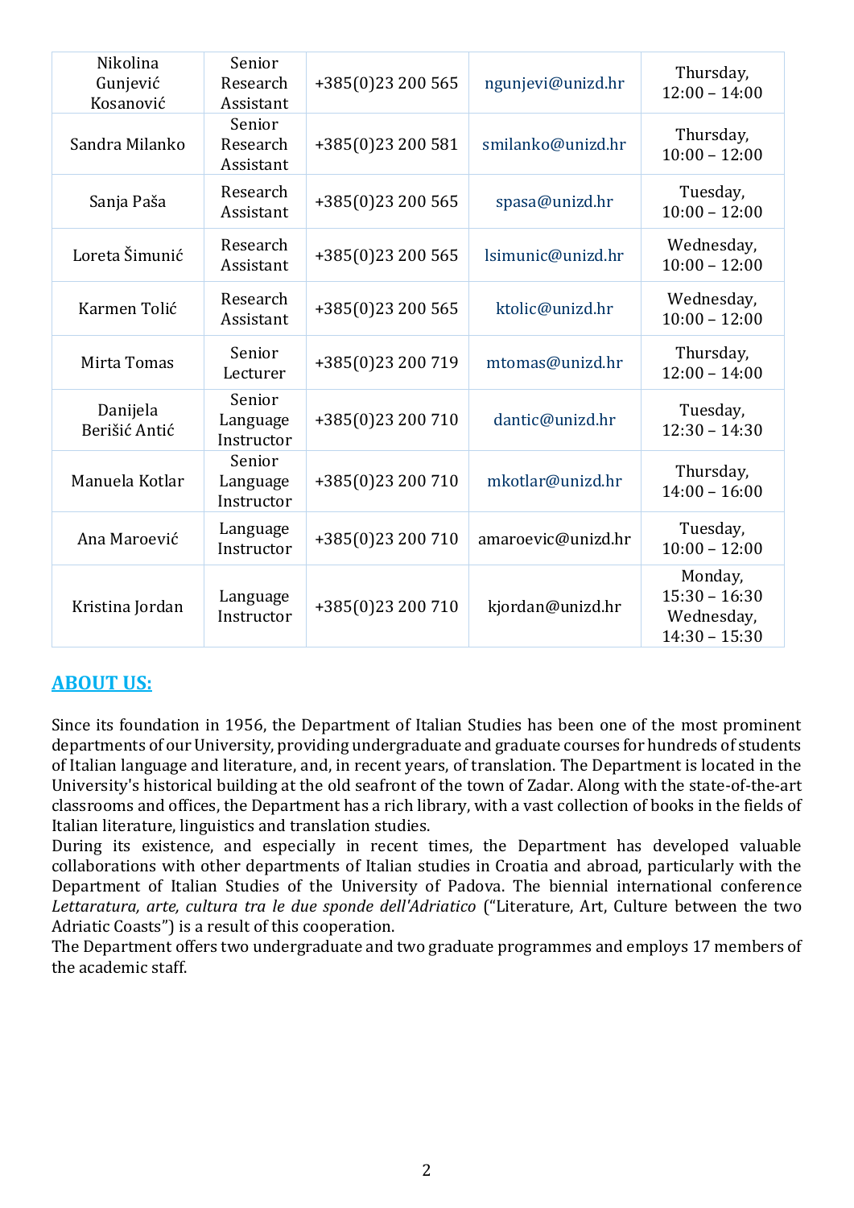| Nikolina Gunjević Kosanović | Senior Research Assistant | +385(0)23 200 565 | ngunjevi@unizd.hr | Thursday, 12:00 – 14:00 |
|---|---|---|---|---|
| Sandra Milanko | Senior Research Assistant | +385(0)23 200 581 | smilanko@unizd.hr | Thursday, 10:00 – 12:00 |
| Sanja Paša | Research Assistant | +385(0)23 200 565 | spasa@unizd.hr | Tuesday, 10:00 – 12:00 |
| Loreta Šimunić | Research Assistant | +385(0)23 200 565 | lsimunic@unizd.hr | Wednesday, 10:00 – 12:00 |
| Karmen Tolić | Research Assistant | +385(0)23 200 565 | ktolic@unizd.hr | Wednesday, 10:00 – 12:00 |
| Mirta Tomas | Senior Lecturer | +385(0)23 200 719 | mtomas@unizd.hr | Thursday, 12:00 – 14:00 |
| Danijela Berišić Antić | Senior Language Instructor | +385(0)23 200 710 | dantic@unizd.hr | Tuesday, 12:30 – 14:30 |
| Manuela Kotlar | Senior Language Instructor | +385(0)23 200 710 | mkotlar@unizd.hr | Thursday, 14:00 – 16:00 |
| Ana Maroević | Language Instructor | +385(0)23 200 710 | amaroevic@unizd.hr | Tuesday, 10:00 – 12:00 |
| Kristina Jordan | Language Instructor | +385(0)23 200 710 | kjordan@unizd.hr | Monday, 15:30 – 16:30 Wednesday, 14:30 – 15:30 |

## ABOUT US:

Since its foundation in 1956, the Department of Italian Studies has been one of the most prominent departments of our University, providing undergraduate and graduate courses for hundreds of students of Italian language and literature, and, in recent years, of translation. The Department is located in the University's historical building at the old seafront of the town of Zadar. Along with the state-of-the-art classrooms and offices, the Department has a rich library, with a vast collection of books in the fields of Italian literature, linguistics and translation studies.

During its existence, and especially in recent times, the Department has developed valuable collaborations with other departments of Italian studies in Croatia and abroad, particularly with the Department of Italian Studies of the University of Padova. The biennial international conference *Lettaratura, arte, cultura tra le due sponde dell'Adriatico* ("Literature, Art, Culture between the two Adriatic Coasts") is a result of this cooperation.

The Department offers two undergraduate and two graduate programmes and employs 17 members of the academic staff.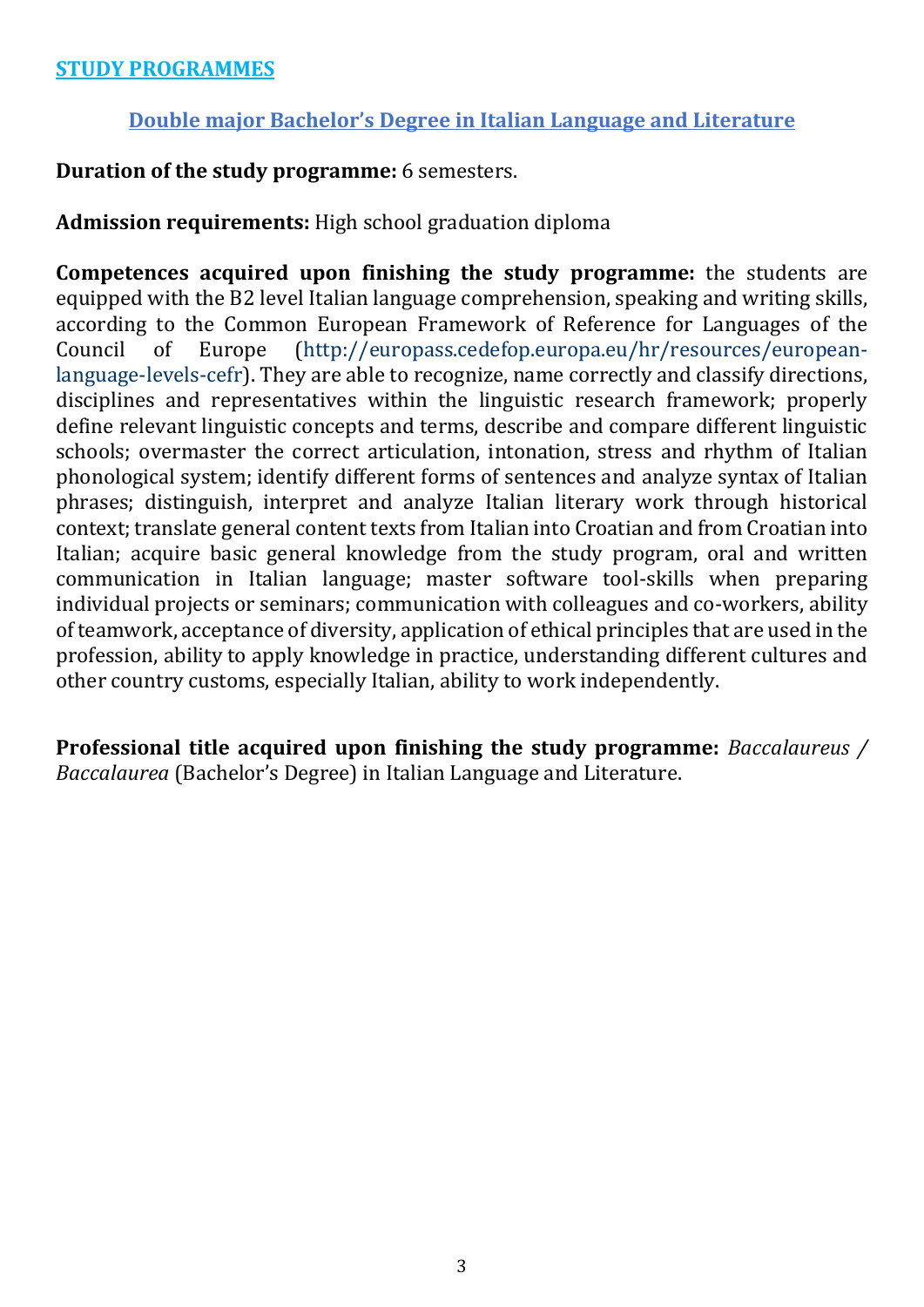## STUDY PROGRAMMES

### Double major Bachelor's Degree in Italian Language and Literature

**Duration of the study programme:** 6 semesters.

**Admission requirements:** High school graduation diploma

**Competences acquired upon finishing the study programme:** the students are equipped with the B2 level Italian language comprehension, speaking and writing skills, according to the Common European Framework of Reference for Languages of the Council of Europe (http://europass.cedefop.europa.eu/hr/resources/european-language-levels-cefr). They are able to recognize, name correctly and classify directions, disciplines and representatives within the linguistic research framework; properly define relevant linguistic concepts and terms, describe and compare different linguistic schools; overmaster the correct articulation, intonation, stress and rhythm of Italian phonological system; identify different forms of sentences and analyze syntax of Italian phrases; distinguish, interpret and analyze Italian literary work through historical context; translate general content texts from Italian into Croatian and from Croatian into Italian; acquire basic general knowledge from the study program, oral and written communication in Italian language; master software tool-skills when preparing individual projects or seminars; communication with colleagues and co-workers, ability of teamwork, acceptance of diversity, application of ethical principles that are used in the profession, ability to apply knowledge in practice, understanding different cultures and other country customs, especially Italian, ability to work independently.

**Professional title acquired upon finishing the study programme:** *Baccalaureus / Baccalaurea* (Bachelor's Degree) in Italian Language and Literature.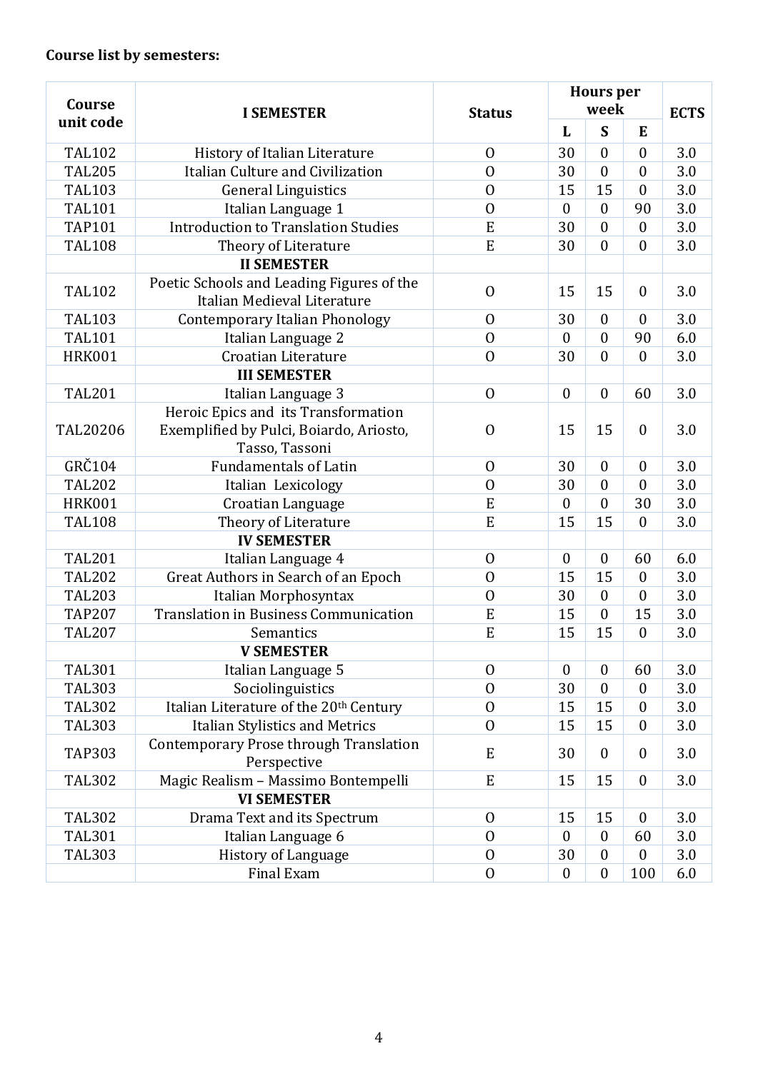**Course list by semesters:**

| Course unit code | I SEMESTER | Status | Hours per week | | | ECTS |
|---|---|---|---|---|---|---|
| | | | L | S | E | |
| TAL102 | History of Italian Literature | O | 30 | 0 | 0 | 3.0 |
| TAL205 | Italian Culture and Civilization | O | 30 | 0 | 0 | 3.0 |
| TAL103 | General Linguistics | O | 15 | 15 | 0 | 3.0 |
| TAL101 | Italian Language 1 | O | 0 | 0 | 90 | 3.0 |
| TAP101 | Introduction to Translation Studies | E | 30 | 0 | 0 | 3.0 |
| TAL108 | Theory of Literature | E | 30 | 0 | 0 | 3.0 |
| | **II SEMESTER** | | | | | |
| TAL102 | Poetic Schools and Leading Figures of the Italian Medieval Literature | O | 15 | 15 | 0 | 3.0 |
| TAL103 | Contemporary Italian Phonology | O | 30 | 0 | 0 | 3.0 |
| TAL101 | Italian Language 2 | O | 0 | 0 | 90 | 6.0 |
| HRK001 | Croatian Literature | O | 30 | 0 | 0 | 3.0 |
| | **III SEMESTER** | | | | | |
| TAL201 | Italian Language 3 | O | 0 | 0 | 60 | 3.0 |
| TAL20206 | Heroic Epics and its Transformation Exemplified by Pulci, Boiardo, Ariosto, Tasso, Tassoni | O | 15 | 15 | 0 | 3.0 |
| GRČ104 | Fundamentals of Latin | O | 30 | 0 | 0 | 3.0 |
| TAL202 | Italian Lexicology | O | 30 | 0 | 0 | 3.0 |
| HRK001 | Croatian Language | E | 0 | 0 | 30 | 3.0 |
| TAL108 | Theory of Literature | E | 15 | 15 | 0 | 3.0 |
| | **IV SEMESTER** | | | | | |
| TAL201 | Italian Language 4 | O | 0 | 0 | 60 | 6.0 |
| TAL202 | Great Authors in Search of an Epoch | O | 15 | 15 | 0 | 3.0 |
| TAL203 | Italian Morphosyntax | O | 30 | 0 | 0 | 3.0 |
| TAP207 | Translation in Business Communication | E | 15 | 0 | 15 | 3.0 |
| TAL207 | Semantics | E | 15 | 15 | 0 | 3.0 |
| | **V SEMESTER** | | | | | |
| TAL301 | Italian Language 5 | O | 0 | 0 | 60 | 3.0 |
| TAL303 | Sociolinguistics | O | 30 | 0 | 0 | 3.0 |
| TAL302 | Italian Literature of the 20th Century | O | 15 | 15 | 0 | 3.0 |
| TAL303 | Italian Stylistics and Metrics | O | 15 | 15 | 0 | 3.0 |
| TAP303 | Contemporary Prose through Translation Perspective | E | 30 | 0 | 0 | 3.0 |
| TAL302 | Magic Realism – Massimo Bontempelli | E | 15 | 15 | 0 | 3.0 |
| | **VI SEMESTER** | | | | | |
| TAL302 | Drama Text and its Spectrum | O | 15 | 15 | 0 | 3.0 |
| TAL301 | Italian Language 6 | O | 0 | 0 | 60 | 3.0 |
| TAL303 | History of Language | O | 30 | 0 | 0 | 3.0 |
| | Final Exam | O | 0 | 0 | 100 | 6.0 |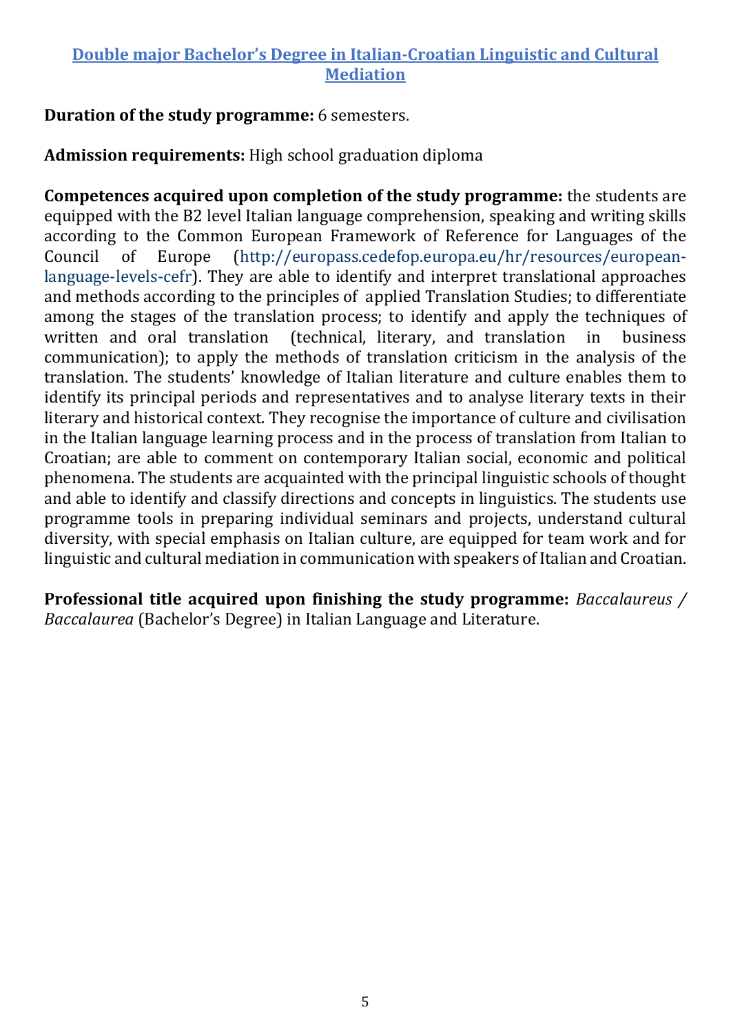## Double major Bachelor's Degree in Italian-Croatian Linguistic and Cultural Mediation

**Duration of the study programme:** 6 semesters.

**Admission requirements:** High school graduation diploma

**Competences acquired upon completion of the study programme:** the students are equipped with the B2 level Italian language comprehension, speaking and writing skills according to the Common European Framework of Reference for Languages of the Council of Europe (http://europass.cedefop.europa.eu/hr/resources/european-language-levels-cefr). They are able to identify and interpret translational approaches and methods according to the principles of applied Translation Studies; to differentiate among the stages of the translation process; to identify and apply the techniques of written and oral translation (technical, literary, and translation in business communication); to apply the methods of translation criticism in the analysis of the translation. The students' knowledge of Italian literature and culture enables them to identify its principal periods and representatives and to analyse literary texts in their literary and historical context. They recognise the importance of culture and civilisation in the Italian language learning process and in the process of translation from Italian to Croatian; are able to comment on contemporary Italian social, economic and political phenomena. The students are acquainted with the principal linguistic schools of thought and able to identify and classify directions and concepts in linguistics. The students use programme tools in preparing individual seminars and projects, understand cultural diversity, with special emphasis on Italian culture, are equipped for team work and for linguistic and cultural mediation in communication with speakers of Italian and Croatian.

**Professional title acquired upon finishing the study programme:** *Baccalaureus / Baccalaurea* (Bachelor's Degree) in Italian Language and Literature.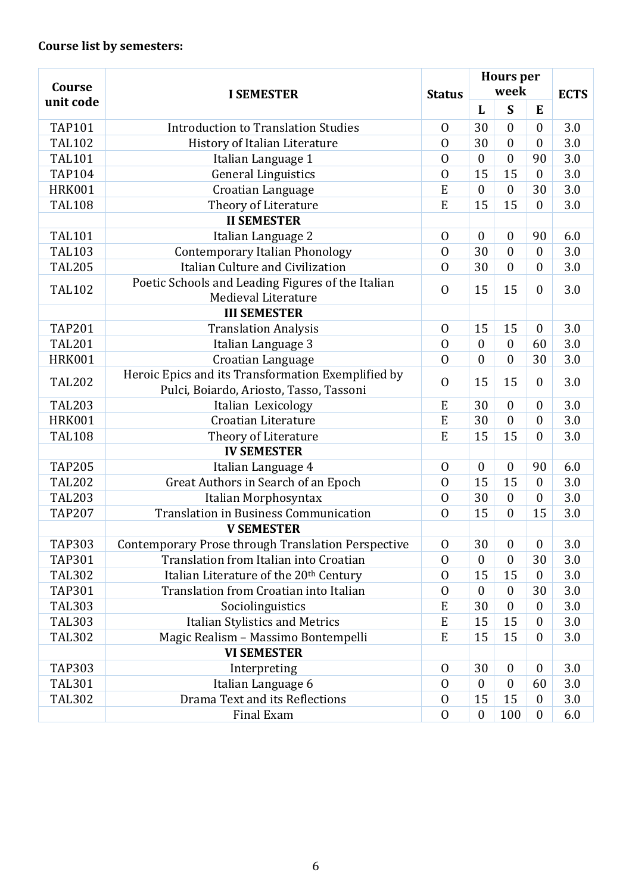**Course list by semesters:**

| Course unit code | I SEMESTER | Status | Hours per week | | | ECTS |
|---|---|---|---|---|---|---|
| | | | L | S | E | |
| TAP101 | Introduction to Translation Studies | O | 30 | 0 | 0 | 3.0 |
| TAL102 | History of Italian Literature | O | 30 | 0 | 0 | 3.0 |
| TAL101 | Italian Language 1 | O | 0 | 0 | 90 | 3.0 |
| TAP104 | General Linguistics | O | 15 | 15 | 0 | 3.0 |
| HRK001 | Croatian Language | E | 0 | 0 | 30 | 3.0 |
| TAL108 | Theory of Literature | E | 15 | 15 | 0 | 3.0 |
| | **II SEMESTER** | | | | | |
| TAL101 | Italian Language 2 | O | 0 | 0 | 90 | 6.0 |
| TAL103 | Contemporary Italian Phonology | O | 30 | 0 | 0 | 3.0 |
| TAL205 | Italian Culture and Civilization | O | 30 | 0 | 0 | 3.0 |
| TAL102 | Poetic Schools and Leading Figures of the Italian Medieval Literature | O | 15 | 15 | 0 | 3.0 |
| | **III SEMESTER** | | | | | |
| TAP201 | Translation Analysis | O | 15 | 15 | 0 | 3.0 |
| TAL201 | Italian Language 3 | O | 0 | 0 | 60 | 3.0 |
| HRK001 | Croatian Language | O | 0 | 0 | 30 | 3.0 |
| TAL202 | Heroic Epics and its Transformation Exemplified by Pulci, Boiardo, Ariosto, Tasso, Tassoni | O | 15 | 15 | 0 | 3.0 |
| TAL203 | Italian Lexicology | E | 30 | 0 | 0 | 3.0 |
| HRK001 | Croatian Literature | E | 30 | 0 | 0 | 3.0 |
| TAL108 | Theory of Literature | E | 15 | 15 | 0 | 3.0 |
| | **IV SEMESTER** | | | | | |
| TAP205 | Italian Language 4 | O | 0 | 0 | 90 | 6.0 |
| TAL202 | Great Authors in Search of an Epoch | O | 15 | 15 | 0 | 3.0 |
| TAL203 | Italian Morphosyntax | O | 30 | 0 | 0 | 3.0 |
| TAP207 | Translation in Business Communication | O | 15 | 0 | 15 | 3.0 |
| | **V SEMESTER** | | | | | |
| TAP303 | Contemporary Prose through Translation Perspective | O | 30 | 0 | 0 | 3.0 |
| TAP301 | Translation from Italian into Croatian | O | 0 | 0 | 30 | 3.0 |
| TAL302 | Italian Literature of the 20th Century | O | 15 | 15 | 0 | 3.0 |
| TAP301 | Translation from Croatian into Italian | O | 0 | 0 | 30 | 3.0 |
| TAL303 | Sociolinguistics | E | 30 | 0 | 0 | 3.0 |
| TAL303 | Italian Stylistics and Metrics | E | 15 | 15 | 0 | 3.0 |
| TAL302 | Magic Realism – Massimo Bontempelli | E | 15 | 15 | 0 | 3.0 |
| | **VI SEMESTER** | | | | | |
| TAP303 | Interpreting | O | 30 | 0 | 0 | 3.0 |
| TAL301 | Italian Language 6 | O | 0 | 0 | 60 | 3.0 |
| TAL302 | Drama Text and its Reflections | O | 15 | 15 | 0 | 3.0 |
| | Final Exam | O | 0 | 100 | 0 | 6.0 |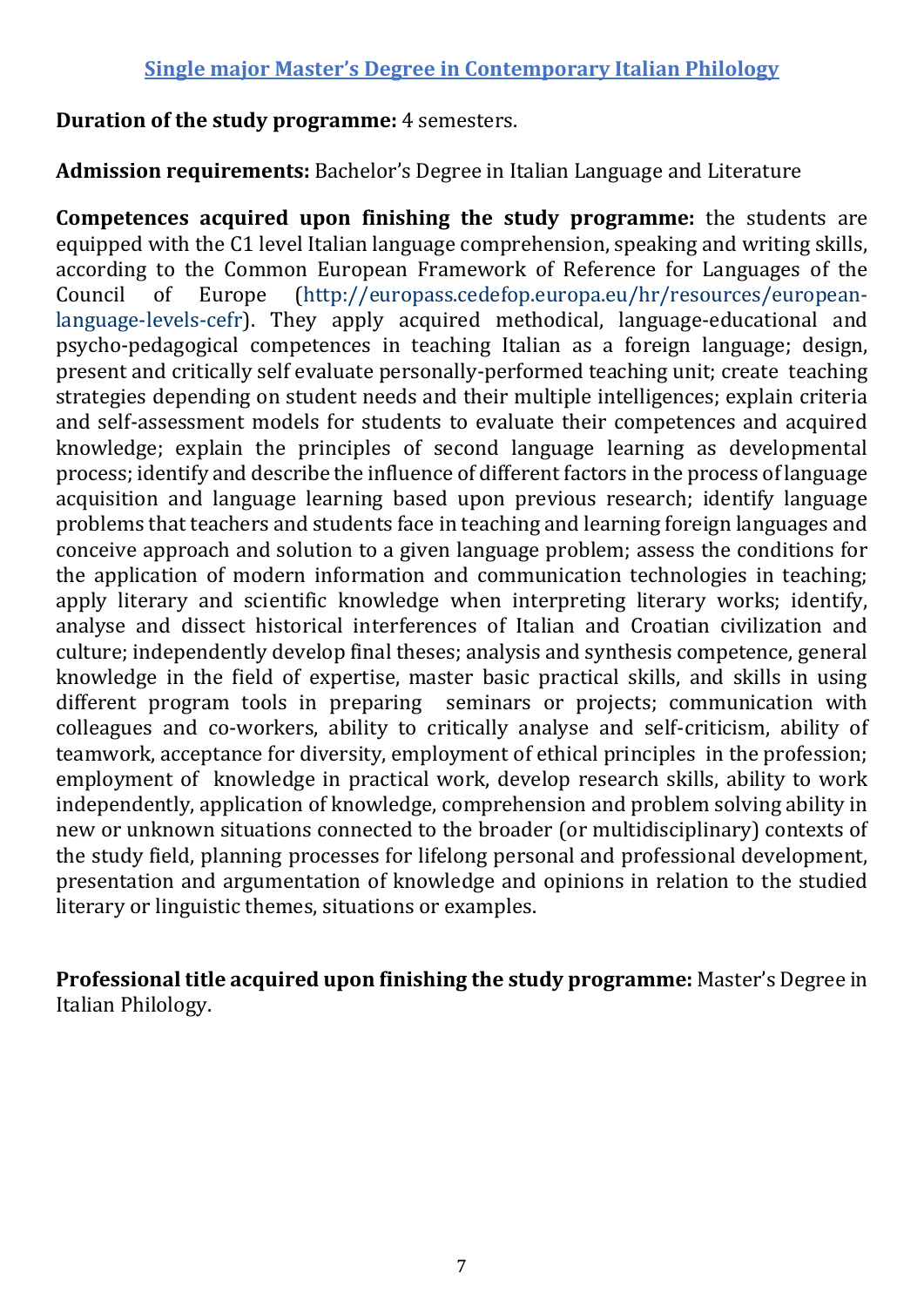## Single major Master's Degree in Contemporary Italian Philology

**Duration of the study programme:** 4 semesters.

**Admission requirements:** Bachelor's Degree in Italian Language and Literature

**Competences acquired upon finishing the study programme:** the students are equipped with the C1 level Italian language comprehension, speaking and writing skills, according to the Common European Framework of Reference for Languages of the Council of Europe (http://europass.cedefop.europa.eu/hr/resources/european-language-levels-cefr). They apply acquired methodical, language-educational and psycho-pedagogical competences in teaching Italian as a foreign language; design, present and critically self evaluate personally-performed teaching unit; create teaching strategies depending on student needs and their multiple intelligences; explain criteria and self-assessment models for students to evaluate their competences and acquired knowledge; explain the principles of second language learning as developmental process; identify and describe the influence of different factors in the process of language acquisition and language learning based upon previous research; identify language problems that teachers and students face in teaching and learning foreign languages and conceive approach and solution to a given language problem; assess the conditions for the application of modern information and communication technologies in teaching; apply literary and scientific knowledge when interpreting literary works; identify, analyse and dissect historical interferences of Italian and Croatian civilization and culture; independently develop final theses; analysis and synthesis competence, general knowledge in the field of expertise, master basic practical skills, and skills in using different program tools in preparing seminars or projects; communication with colleagues and co-workers, ability to critically analyse and self-criticism, ability of teamwork, acceptance for diversity, employment of ethical principles in the profession; employment of knowledge in practical work, develop research skills, ability to work independently, application of knowledge, comprehension and problem solving ability in new or unknown situations connected to the broader (or multidisciplinary) contexts of the study field, planning processes for lifelong personal and professional development, presentation and argumentation of knowledge and opinions in relation to the studied literary or linguistic themes, situations or examples.

**Professional title acquired upon finishing the study programme:** Master's Degree in Italian Philology.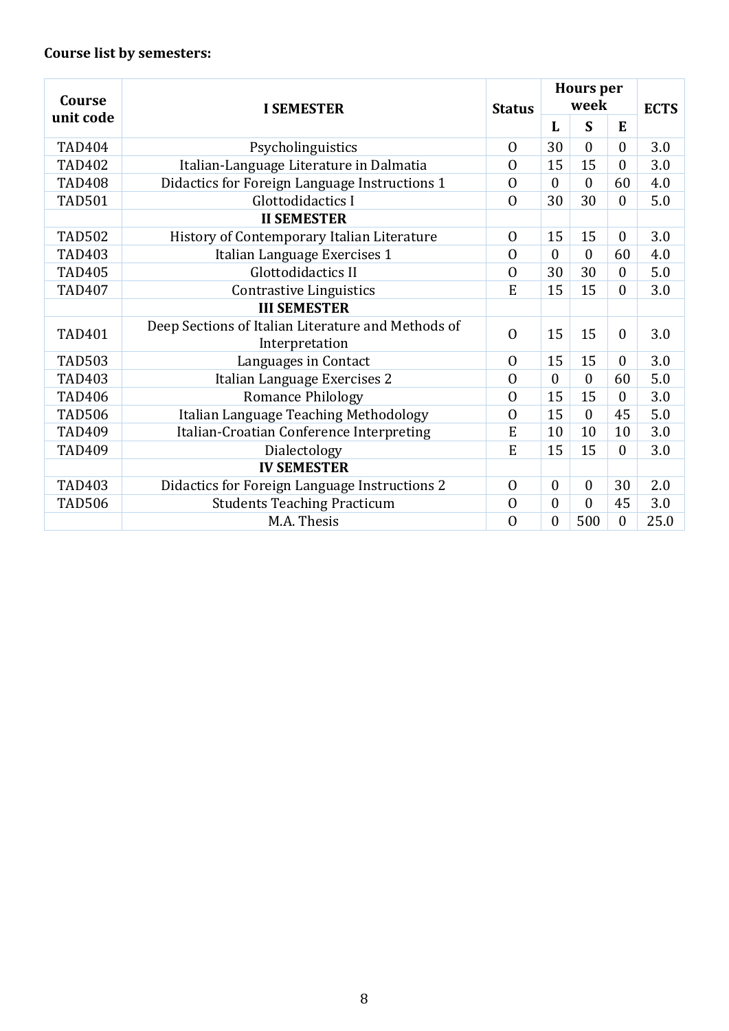**Course list by semesters:**

| Course unit code | I SEMESTER | Status | Hours per week | | | ECTS |
|---|---|---|---|---|---|---|
| | | | L | S | E | |
| TAD404 | Psycholinguistics | O | 30 | 0 | 0 | 3.0 |
| TAD402 | Italian-Language Literature in Dalmatia | O | 15 | 15 | 0 | 3.0 |
| TAD408 | Didactics for Foreign Language Instructions 1 | O | 0 | 0 | 60 | 4.0 |
| TAD501 | Glottodidactics I | O | 30 | 30 | 0 | 5.0 |
| | **II SEMESTER** | | | | | |
| TAD502 | History of Contemporary Italian Literature | O | 15 | 15 | 0 | 3.0 |
| TAD403 | Italian Language Exercises 1 | O | 0 | 0 | 60 | 4.0 |
| TAD405 | Glottodidactics II | O | 30 | 30 | 0 | 5.0 |
| TAD407 | Contrastive Linguistics | E | 15 | 15 | 0 | 3.0 |
| | **III SEMESTER** | | | | | |
| TAD401 | Deep Sections of Italian Literature and Methods of Interpretation | O | 15 | 15 | 0 | 3.0 |
| TAD503 | Languages in Contact | O | 15 | 15 | 0 | 3.0 |
| TAD403 | Italian Language Exercises 2 | O | 0 | 0 | 60 | 5.0 |
| TAD406 | Romance Philology | O | 15 | 15 | 0 | 3.0 |
| TAD506 | Italian Language Teaching Methodology | O | 15 | 0 | 45 | 5.0 |
| TAD409 | Italian-Croatian Conference Interpreting | E | 10 | 10 | 10 | 3.0 |
| TAD409 | Dialectology | E | 15 | 15 | 0 | 3.0 |
| | **IV SEMESTER** | | | | | |
| TAD403 | Didactics for Foreign Language Instructions 2 | O | 0 | 0 | 30 | 2.0 |
| TAD506 | Students Teaching Practicum | O | 0 | 0 | 45 | 3.0 |
| | M.A. Thesis | O | 0 | 500 | 0 | 25.0 |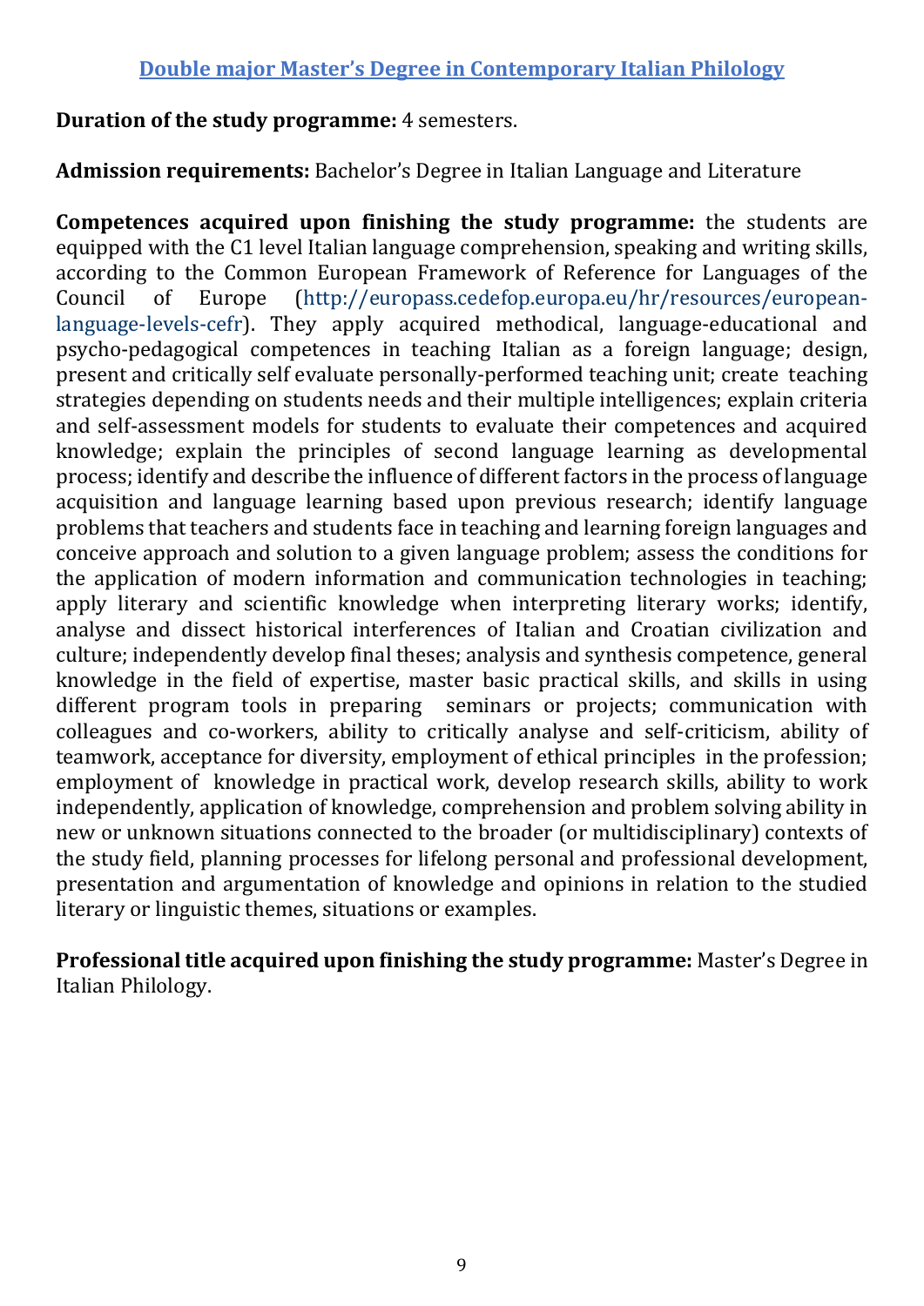## Double major Master's Degree in Contemporary Italian Philology

**Duration of the study programme:** 4 semesters.

**Admission requirements:** Bachelor's Degree in Italian Language and Literature

**Competences acquired upon finishing the study programme:** the students are equipped with the C1 level Italian language comprehension, speaking and writing skills, according to the Common European Framework of Reference for Languages of the Council of Europe (http://europass.cedefop.europa.eu/hr/resources/european-language-levels-cefr). They apply acquired methodical, language-educational and psycho-pedagogical competences in teaching Italian as a foreign language; design, present and critically self evaluate personally-performed teaching unit; create teaching strategies depending on students needs and their multiple intelligences; explain criteria and self-assessment models for students to evaluate their competences and acquired knowledge; explain the principles of second language learning as developmental process; identify and describe the influence of different factors in the process of language acquisition and language learning based upon previous research; identify language problems that teachers and students face in teaching and learning foreign languages and conceive approach and solution to a given language problem; assess the conditions for the application of modern information and communication technologies in teaching; apply literary and scientific knowledge when interpreting literary works; identify, analyse and dissect historical interferences of Italian and Croatian civilization and culture; independently develop final theses; analysis and synthesis competence, general knowledge in the field of expertise, master basic practical skills, and skills in using different program tools in preparing seminars or projects; communication with colleagues and co-workers, ability to critically analyse and self-criticism, ability of teamwork, acceptance for diversity, employment of ethical principles in the profession; employment of knowledge in practical work, develop research skills, ability to work independently, application of knowledge, comprehension and problem solving ability in new or unknown situations connected to the broader (or multidisciplinary) contexts of the study field, planning processes for lifelong personal and professional development, presentation and argumentation of knowledge and opinions in relation to the studied literary or linguistic themes, situations or examples.

**Professional title acquired upon finishing the study programme:** Master's Degree in Italian Philology.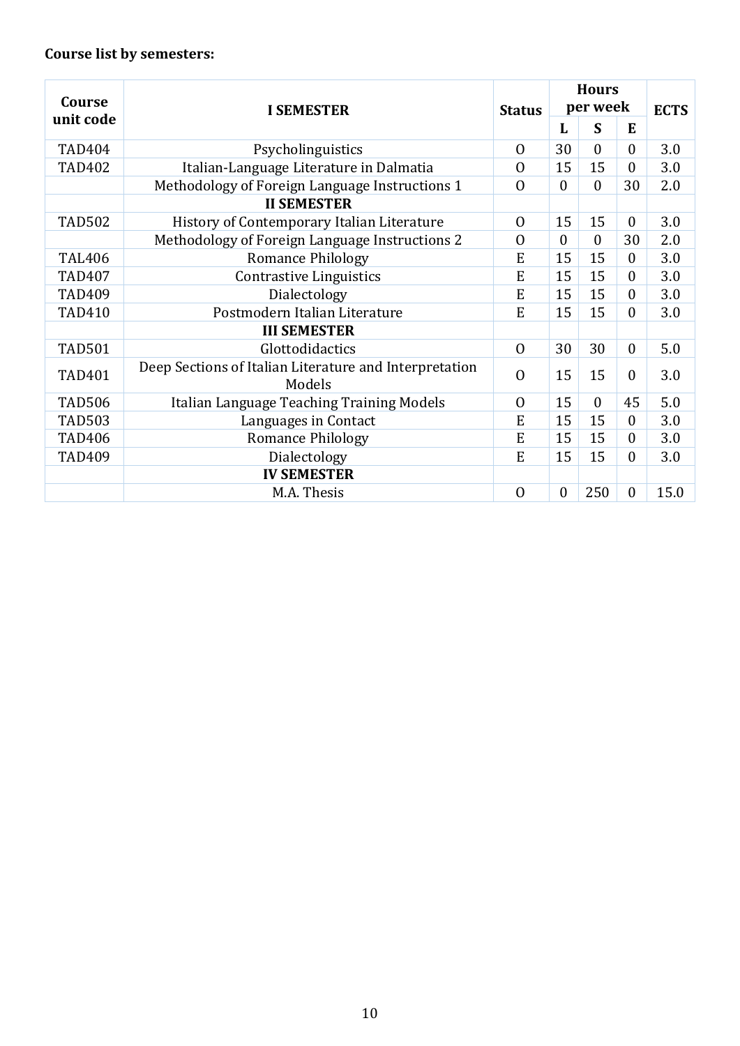**Course list by semesters:**

| Course unit code | I SEMESTER | Status | Hours per week | | | ECTS |
|---|---|---|---|---|---|---|
| | | | L | S | E | |
| TAD404 | Psycholinguistics | O | 30 | 0 | 0 | 3.0 |
| TAD402 | Italian-Language Literature in Dalmatia | O | 15 | 15 | 0 | 3.0 |
| | Methodology of Foreign Language Instructions 1 | O | 0 | 0 | 30 | 2.0 |
| | **II SEMESTER** | | | | | |
| TAD502 | History of Contemporary Italian Literature | O | 15 | 15 | 0 | 3.0 |
| | Methodology of Foreign Language Instructions 2 | O | 0 | 0 | 30 | 2.0 |
| TAL406 | Romance Philology | E | 15 | 15 | 0 | 3.0 |
| TAD407 | Contrastive Linguistics | E | 15 | 15 | 0 | 3.0 |
| TAD409 | Dialectology | E | 15 | 15 | 0 | 3.0 |
| TAD410 | Postmodern Italian Literature | E | 15 | 15 | 0 | 3.0 |
| | **III SEMESTER** | | | | | |
| TAD501 | Glottodidactics | O | 30 | 30 | 0 | 5.0 |
| TAD401 | Deep Sections of Italian Literature and Interpretation Models | O | 15 | 15 | 0 | 3.0 |
| TAD506 | Italian Language Teaching Training Models | O | 15 | 0 | 45 | 5.0 |
| TAD503 | Languages in Contact | E | 15 | 15 | 0 | 3.0 |
| TAD406 | Romance Philology | E | 15 | 15 | 0 | 3.0 |
| TAD409 | Dialectology | E | 15 | 15 | 0 | 3.0 |
| | **IV SEMESTER** | | | | | |
| | M.A. Thesis | O | 0 | 250 | 0 | 15.0 |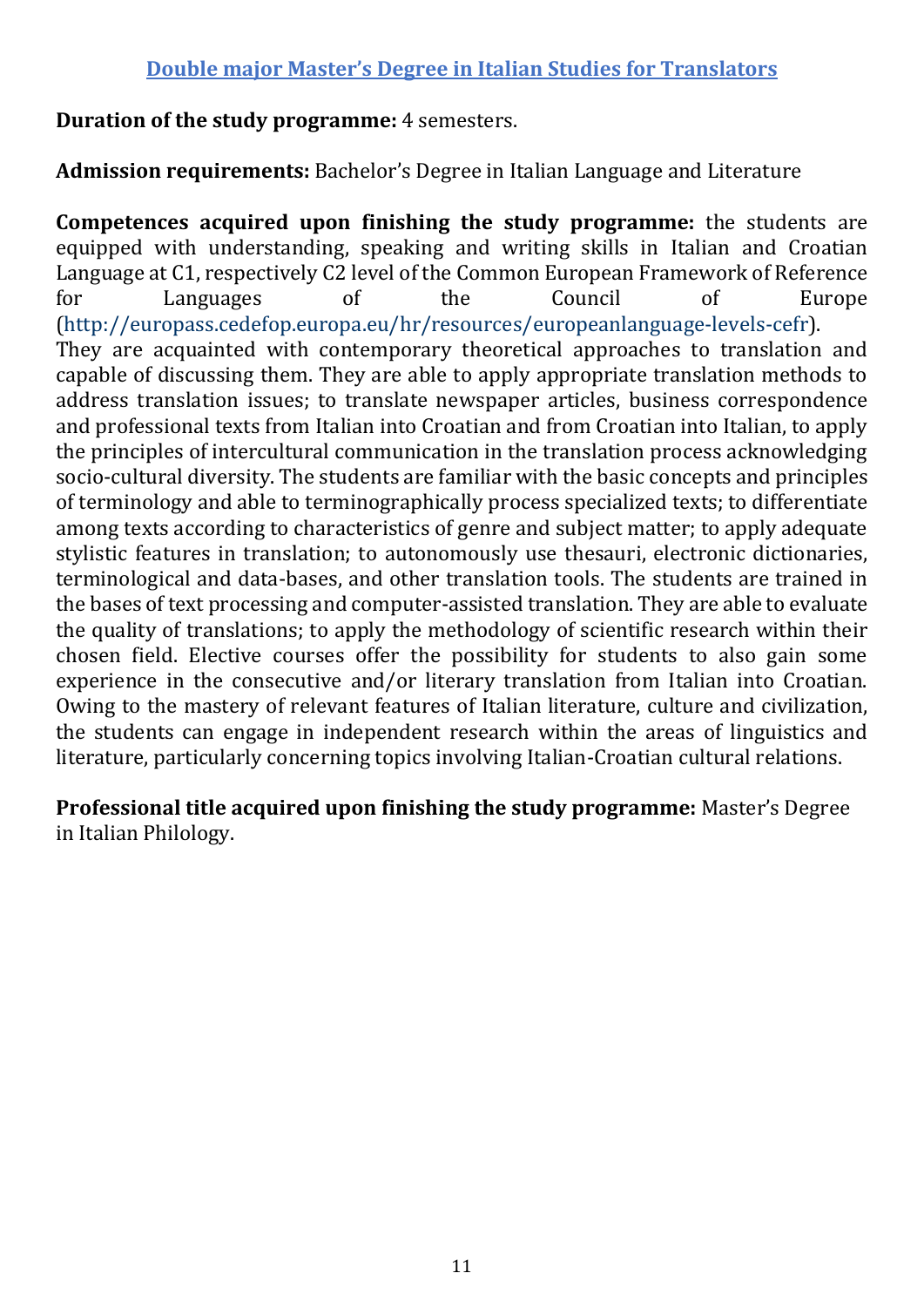## Double major Master's Degree in Italian Studies for Translators

**Duration of the study programme:** 4 semesters.

**Admission requirements:** Bachelor's Degree in Italian Language and Literature

**Competences acquired upon finishing the study programme:** the students are equipped with understanding, speaking and writing skills in Italian and Croatian Language at C1, respectively C2 level of the Common European Framework of Reference for Languages of the Council of Europe (http://europass.cedefop.europa.eu/hr/resources/europeanlanguage-levels-cefr). They are acquainted with contemporary theoretical approaches to translation and capable of discussing them. They are able to apply appropriate translation methods to address translation issues; to translate newspaper articles, business correspondence and professional texts from Italian into Croatian and from Croatian into Italian, to apply the principles of intercultural communication in the translation process acknowledging socio-cultural diversity. The students are familiar with the basic concepts and principles of terminology and able to terminographically process specialized texts; to differentiate among texts according to characteristics of genre and subject matter; to apply adequate stylistic features in translation; to autonomously use thesauri, electronic dictionaries, terminological and data-bases, and other translation tools. The students are trained in the bases of text processing and computer-assisted translation. They are able to evaluate the quality of translations; to apply the methodology of scientific research within their chosen field. Elective courses offer the possibility for students to also gain some experience in the consecutive and/or literary translation from Italian into Croatian. Owing to the mastery of relevant features of Italian literature, culture and civilization, the students can engage in independent research within the areas of linguistics and literature, particularly concerning topics involving Italian-Croatian cultural relations.

**Professional title acquired upon finishing the study programme:** Master's Degree in Italian Philology.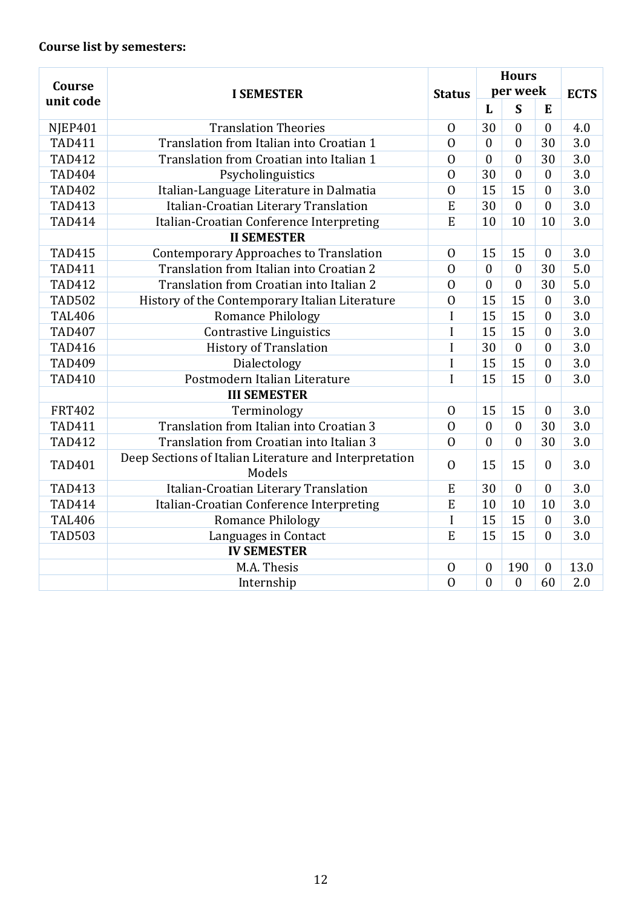**Course list by semesters:**

| Course unit code | I SEMESTER | Status | Hours per week | | | ECTS |
|---|---|---|---|---|---|---|
| | | | L | S | E | |
| NJEP401 | Translation Theories | O | 30 | 0 | 0 | 4.0 |
| TAD411 | Translation from Italian into Croatian 1 | O | 0 | 0 | 30 | 3.0 |
| TAD412 | Translation from Croatian into Italian 1 | O | 0 | 0 | 30 | 3.0 |
| TAD404 | Psycholinguistics | O | 30 | 0 | 0 | 3.0 |
| TAD402 | Italian-Language Literature in Dalmatia | O | 15 | 15 | 0 | 3.0 |
| TAD413 | Italian-Croatian Literary Translation | E | 30 | 0 | 0 | 3.0 |
| TAD414 | Italian-Croatian Conference Interpreting | E | 10 | 10 | 10 | 3.0 |
| | **II SEMESTER** | | | | | |
| TAD415 | Contemporary Approaches to Translation | O | 15 | 15 | 0 | 3.0 |
| TAD411 | Translation from Italian into Croatian 2 | O | 0 | 0 | 30 | 5.0 |
| TAD412 | Translation from Croatian into Italian 2 | O | 0 | 0 | 30 | 5.0 |
| TAD502 | History of the Contemporary Italian Literature | O | 15 | 15 | 0 | 3.0 |
| TAL406 | Romance Philology | I | 15 | 15 | 0 | 3.0 |
| TAD407 | Contrastive Linguistics | I | 15 | 15 | 0 | 3.0 |
| TAD416 | History of Translation | I | 30 | 0 | 0 | 3.0 |
| TAD409 | Dialectology | I | 15 | 15 | 0 | 3.0 |
| TAD410 | Postmodern Italian Literature | I | 15 | 15 | 0 | 3.0 |
| | **III SEMESTER** | | | | | |
| FRT402 | Terminology | O | 15 | 15 | 0 | 3.0 |
| TAD411 | Translation from Italian into Croatian 3 | O | 0 | 0 | 30 | 3.0 |
| TAD412 | Translation from Croatian into Italian 3 | O | 0 | 0 | 30 | 3.0 |
| TAD401 | Deep Sections of Italian Literature and Interpretation Models | O | 15 | 15 | 0 | 3.0 |
| TAD413 | Italian-Croatian Literary Translation | E | 30 | 0 | 0 | 3.0 |
| TAD414 | Italian-Croatian Conference Interpreting | E | 10 | 10 | 10 | 3.0 |
| TAL406 | Romance Philology | I | 15 | 15 | 0 | 3.0 |
| TAD503 | Languages in Contact | E | 15 | 15 | 0 | 3.0 |
| | **IV SEMESTER** | | | | | |
| | M.A. Thesis | O | 0 | 190 | 0 | 13.0 |
| | Internship | O | 0 | 0 | 60 | 2.0 |